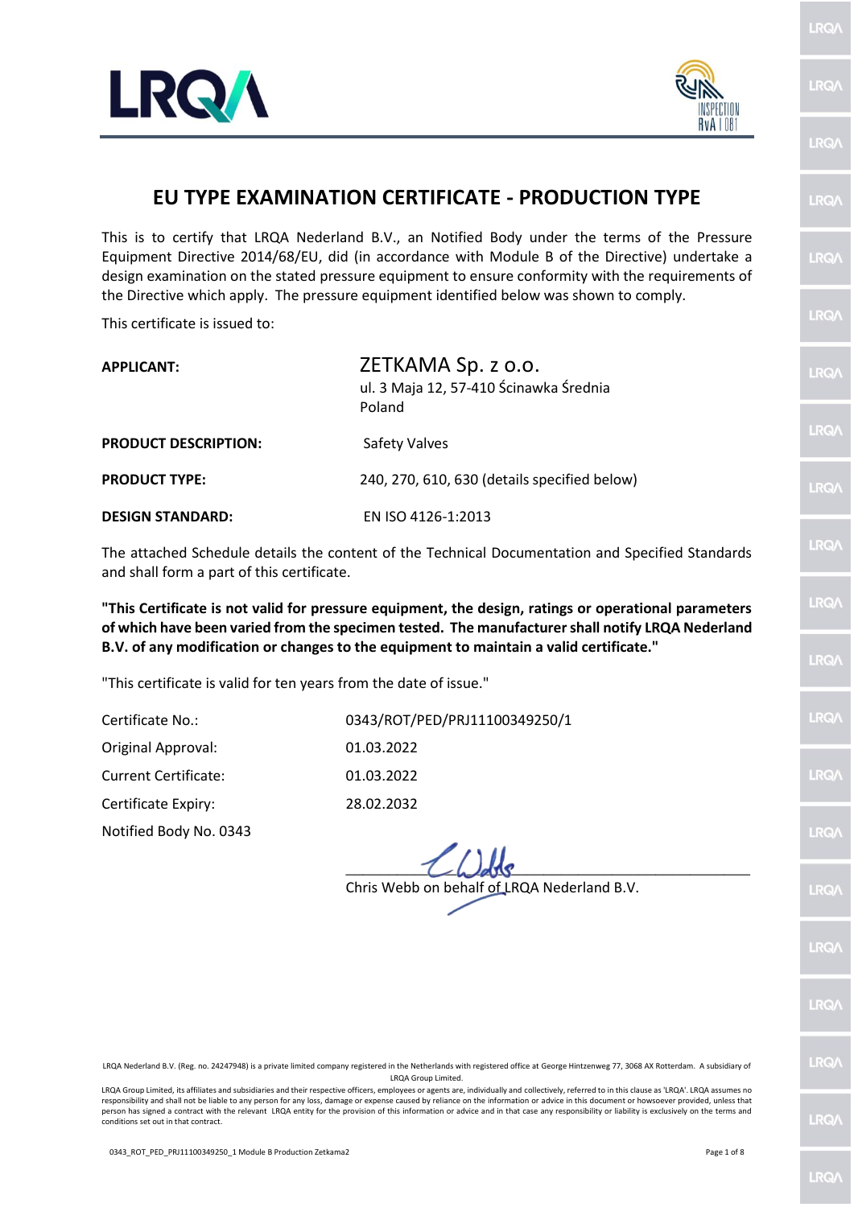# EU TYPE EXAMINATION CERTIFICATE - PRODUCTION TYPE

This is to certify that LRQA Nederland B.V., an Notified Body under the terms of the Pressure Equipment Directive 2014/68/EU, did (in accordance with Module B of the Directive) undertake a design examination on the stated pressure equipment to ensure conformity with the requirements of the Directive which apply. The pressure equipment identified below was shown to comply.

This certificate is issued to:

| | |
|---|---|
| **APPLICANT:** | ZETKAMA Sp. z o.o.<br>ul. 3 Maja 12, 57-410 Ścinawka Średnia<br>Poland |
| **PRODUCT DESCRIPTION:** | Safety Valves |
| **PRODUCT TYPE:** | 240, 270, 610, 630 (details specified below) |
| **DESIGN STANDARD:** | EN ISO 4126-1:2013 |

The attached Schedule details the content of the Technical Documentation and Specified Standards and shall form a part of this certificate.

**"This Certificate is not valid for pressure equipment, the design, ratings or operational parameters of which have been varied from the specimen tested. The manufacturer shall notify LRQA Nederland B.V. of any modification or changes to the equipment to maintain a valid certificate."**

"This certificate is valid for ten years from the date of issue."

| | |
|---|---|
| Certificate No.: | 0343/ROT/PED/PRJ11100349250/1 |
| Original Approval: | 01.03.2022 |
| Current Certificate: | 01.03.2022 |
| Certificate Expiry: | 28.02.2032 |
| Notified Body No. 0343 | |

Chris Webb on behalf of LRQA Nederland B.V.

LRQA Nederland B.V. (Reg. no. 24247948) is a private limited company registered in the Netherlands with registered office at George Hintzenweg 77, 3068 AX Rotterdam. A subsidiary of LRQA Group Limited.

LRQA Group Limited, its affiliates and subsidiaries and their respective officers, employees or agents are, individually and collectively, referred to in this clause as 'LRQA'. LRQA assumes no responsibility and shall not be liable to any person for any loss, damage or expense caused by reliance on the information or advice in this document or howsoever provided, unless that person has signed a contract with the relevant LRQA entity for the provision of this information or advice and in that case any responsibility or liability is exclusively on the terms and conditions set out in that contract.

0343_ROT_PED_PRJ11100349250_1 Module B Production Zetkama2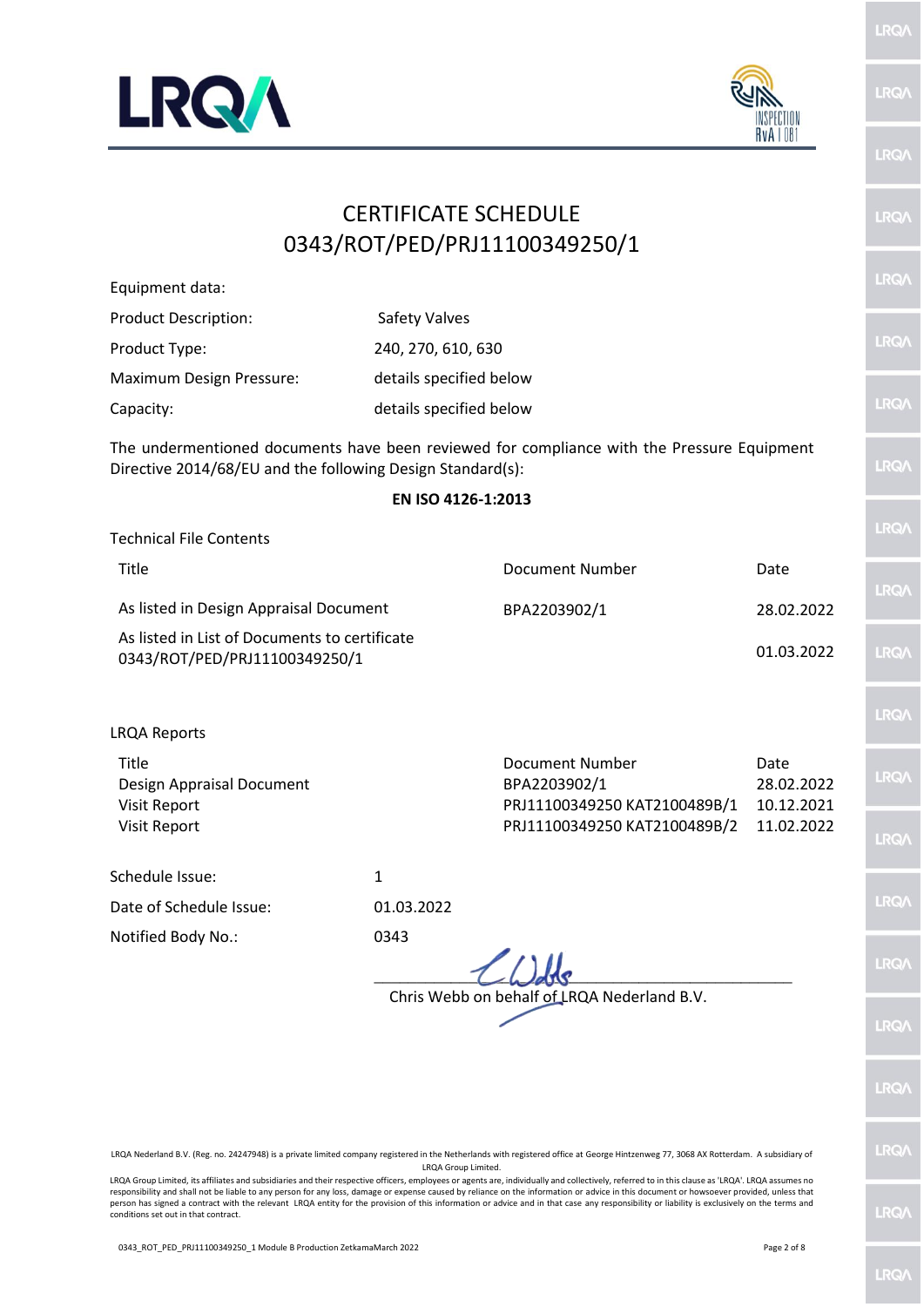# CERTIFICATE SCHEDULE
# 0343/ROT/PED/PRJ11100349250/1

Equipment data:

| | |
|---|---|
| Product Description: | Safety Valves |
| Product Type: | 240, 270, 610, 630 |
| Maximum Design Pressure: | details specified below |
| Capacity: | details specified below |

The undermentioned documents have been reviewed for compliance with the Pressure Equipment Directive 2014/68/EU and the following Design Standard(s):

**EN ISO 4126-1:2013**

Technical File Contents

| Title | Document Number | Date |
|---|---|---|
| As listed in Design Appraisal Document | BPA2203902/1 | 28.02.2022 |
| As listed in List of Documents to certificate 0343/ROT/PED/PRJ11100349250/1 | | 01.03.2022 |

LRQA Reports

| Title | Document Number | Date |
|---|---|---|
| Design Appraisal Document | BPA2203902/1 | 28.02.2022 |
| Visit Report | PRJ11100349250 KAT2100489B/1 | 10.12.2021 |
| Visit Report | PRJ11100349250 KAT2100489B/2 | 11.02.2022 |

| | |
|---|---|
| Schedule Issue: | 1 |
| Date of Schedule Issue: | 01.03.2022 |
| Notified Body No.: | 0343 |

Chris Webb on behalf of LRQA Nederland B.V.

LRQA Nederland B.V. (Reg. no. 24247948) is a private limited company registered in the Netherlands with registered office at George Hintzenweg 77, 3068 AX Rotterdam. A subsidiary of LRQA Group Limited.

LRQA Group Limited, its affiliates and subsidiaries and their respective officers, employees or agents are, individually and collectively, referred to in this clause as 'LRQA'. LRQA assumes no responsibility and shall not be liable to any person for any loss, damage or expense caused by reliance on the information or advice in this document or howsoever provided, unless that person has signed a contract with the relevant LRQA entity for the provision of this information or advice and in that case any responsibility or liability is exclusively on the terms and conditions set out in that contract.

0343_ROT_PED_PRJ11100349250_1 Module B Production ZetkamaMarch 2022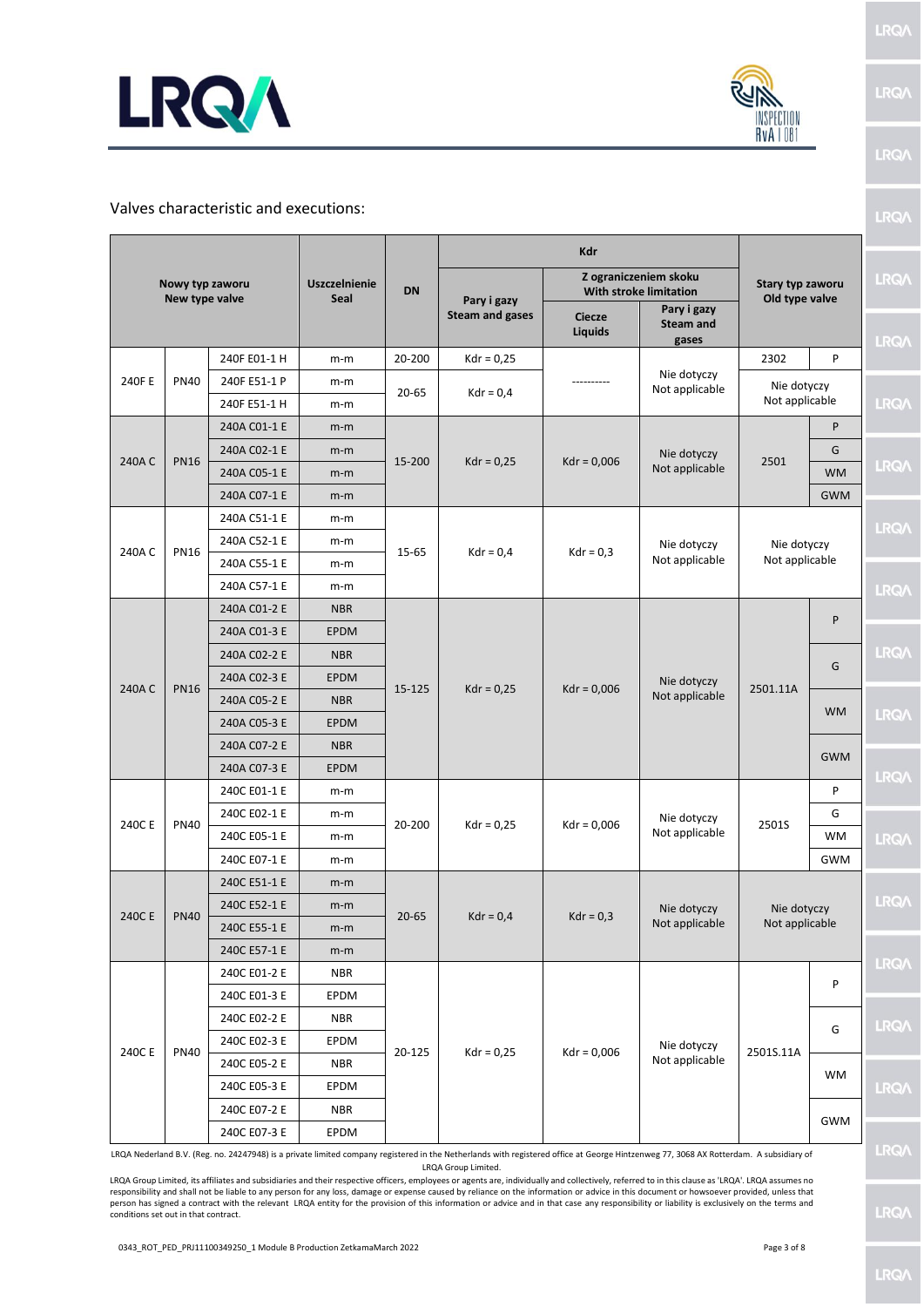Valves characteristic and executions:

| Nowy typ zaworu New type valve | | | Uszczelnienie Seal | DN | Kdr | | | Stary typ zaworu Old type valve | |
|---|---|---|---|---|---|---|---|---|---|
| | | | | | Pary i gazy Steam and gases | Z ograniczeniem skoku With stroke limitation | | | |
| | | | | | | Ciecze Liquids | Pary i gazy Steam and gases | | |
| 240F E | PN40 | 240F E01-1 H | m-m | 20-200 | Kdr = 0,25 | ---------- | Nie dotyczy Not applicable | 2302 | P |
| | | 240F E51-1 P | m-m | 20-65 | Kdr = 0,4 | | | Nie dotyczy Not applicable | |
| | | 240F E51-1 H | m-m | | | | | | |
| 240A C | PN16 | 240A C01-1 E | m-m | 15-200 | Kdr = 0,25 | Kdr = 0,006 | Nie dotyczy Not applicable | 2501 | P |
| | | 240A C02-1 E | m-m | | | | | | G |
| | | 240A C05-1 E | m-m | | | | | | WM |
| | | 240A C07-1 E | m-m | | | | | | GWM |
| 240A C | PN16 | 240A C51-1 E | m-m | 15-65 | Kdr = 0,4 | Kdr = 0,3 | Nie dotyczy Not applicable | Nie dotyczy Not applicable | |
| | | 240A C52-1 E | m-m | | | | | | |
| | | 240A C55-1 E | m-m | | | | | | |
| | | 240A C57-1 E | m-m | | | | | | |
| 240A C | PN16 | 240A C01-2 E | NBR | 15-125 | Kdr = 0,25 | Kdr = 0,006 | Nie dotyczy Not applicable | 2501.11A | P |
| | | 240A C01-3 E | EPDM | | | | | | |
| | | 240A C02-2 E | NBR | | | | | | G |
| | | 240A C02-3 E | EPDM | | | | | | |
| | | 240A C05-2 E | NBR | | | | | | WM |
| | | 240A C05-3 E | EPDM | | | | | | |
| | | 240A C07-2 E | NBR | | | | | | GWM |
| | | 240A C07-3 E | EPDM | | | | | | |
| 240C E | PN40 | 240C E01-1 E | m-m | 20-200 | Kdr = 0,25 | Kdr = 0,006 | Nie dotyczy Not applicable | 2501S | P |
| | | 240C E02-1 E | m-m | | | | | | G |
| | | 240C E05-1 E | m-m | | | | | | WM |
| | | 240C E07-1 E | m-m | | | | | | GWM |
| 240C E | PN40 | 240C E51-1 E | m-m | 20-65 | Kdr = 0,4 | Kdr = 0,3 | Nie dotyczy Not applicable | Nie dotyczy Not applicable | |
| | | 240C E52-1 E | m-m | | | | | | |
| | | 240C E55-1 E | m-m | | | | | | |
| | | 240C E57-1 E | m-m | | | | | | |
| 240C E | PN40 | 240C E01-2 E | NBR | 20-125 | Kdr = 0,25 | Kdr = 0,006 | Nie dotyczy Not applicable | 2501S.11A | P |
| | | 240C E01-3 E | EPDM | | | | | | |
| | | 240C E02-2 E | NBR | | | | | | G |
| | | 240C E02-3 E | EPDM | | | | | | |
| | | 240C E05-2 E | NBR | | | | | | WM |
| | | 240C E05-3 E | EPDM | | | | | | |
| | | 240C E07-2 E | NBR | | | | | | GWM |
| | | 240C E07-3 E | EPDM | | | | | | |

LRQA Nederland B.V. (Reg. no. 24247948) is a private limited company registered in the Netherlands with registered office at George Hintzenweg 77, 3068 AX Rotterdam. A subsidiary of LRQA Group Limited.

LRQA Group Limited, its affiliates and subsidiaries and their respective officers, employees or agents are, individually and collectively, referred to in this clause as 'LRQA'. LRQA assumes no responsibility and shall not be liable to any person for any loss, damage or expense caused by reliance on the information or advice in this document or howsoever provided, unless that person has signed a contract with the relevant LRQA entity for the provision of this information or advice and in that case any responsibility or liability is exclusively on the terms and conditions set out in that contract.

0343_ROT_PED_PRJ11100349250_1 Module B Production ZetkamaMarch 2022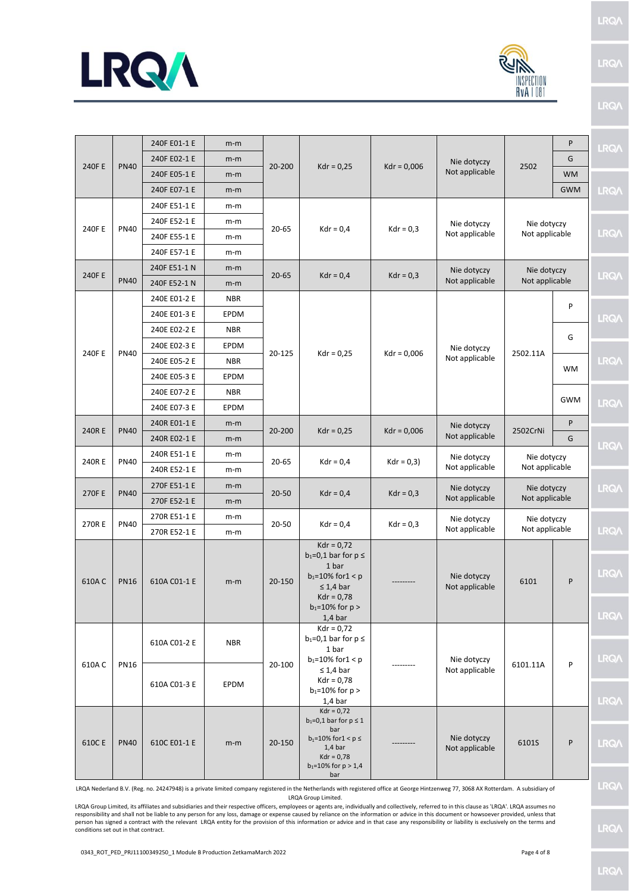| 240F E | PN40 | 240F E01-1 E | m-m | 20-200 | Kdr = 0,25 | Kdr = 0,006 | Nie dotyczy Not applicable | 2502 | P |
|---|---|---|---|---|---|---|---|---|---|
| | | 240F E02-1 E | m-m | | | | | | G |
| | | 240F E05-1 E | m-m | | | | | | WM |
| | | 240F E07-1 E | m-m | | | | | | GWM |
| 240F E | PN40 | 240F E51-1 E | m-m | 20-65 | Kdr = 0,4 | Kdr = 0,3 | Nie dotyczy Not applicable | Nie dotyczy Not applicable | |
| | | 240F E52-1 E | m-m | | | | | | |
| | | 240F E55-1 E | m-m | | | | | | |
| | | 240F E57-1 E | m-m | | | | | | |
| 240F E | PN40 | 240F E51-1 N | m-m | 20-65 | Kdr = 0,4 | Kdr = 0,3 | Nie dotyczy Not applicable | Nie dotyczy Not applicable | |
| | | 240F E52-1 N | m-m | | | | | | |
| 240F E | PN40 | 240E E01-2 E | NBR | 20-125 | Kdr = 0,25 | Kdr = 0,006 | Nie dotyczy Not applicable | 2502.11A | P |
| | | 240E E01-3 E | EPDM | | | | | | |
| | | 240E E02-2 E | NBR | | | | | | G |
| | | 240E E02-3 E | EPDM | | | | | | |
| | | 240E E05-2 E | NBR | | | | | | WM |
| | | 240E E05-3 E | EPDM | | | | | | |
| | | 240E E07-2 E | NBR | | | | | | GWM |
| | | 240E E07-3 E | EPDM | | | | | | |
| 240R E | PN40 | 240R E01-1 E | m-m | 20-200 | Kdr = 0,25 | Kdr = 0,006 | Nie dotyczy Not applicable | 2502CrNi | P |
| | | 240R E02-1 E | m-m | | | | | | G |
| 240R E | PN40 | 240R E51-1 E | m-m | 20-65 | Kdr = 0,4 | Kdr = 0,3) | Nie dotyczy Not applicable | Nie dotyczy Not applicable | |
| | | 240R E52-1 E | m-m | | | | | | |
| 270F E | PN40 | 270F E51-1 E | m-m | 20-50 | Kdr = 0,4 | Kdr = 0,3 | Nie dotyczy Not applicable | Nie dotyczy Not applicable | |
| | | 270F E52-1 E | m-m | | | | | | |
| 270R E | PN40 | 270R E51-1 E | m-m | 20-50 | Kdr = 0,4 | Kdr = 0,3 | Nie dotyczy Not applicable | Nie dotyczy Not applicable | |
| | | 270R E52-1 E | m-m | | | | | | |
| 610A C | PN16 | 610A C01-1 E | m-m | 20-150 | Kdr = 0,72 $b_1$=0,1 bar for p ≤ 1 bar $b_1$=10% for1 < p ≤ 1,4 bar Kdr = 0,78 $b_1$=10% for p > 1,4 bar | --------- | Nie dotyczy Not applicable | 6101 | P |
| 610A C | PN16 | 610A C01-2 E | NBR | 20-100 | Kdr = 0,72 $b_1$=0,1 bar for p ≤ 1 bar $b_1$=10% for1 < p ≤ 1,4 bar Kdr = 0,78 $b_1$=10% for p > 1,4 bar | --------- | Nie dotyczy Not applicable | 6101.11A | P |
| | | 610A C01-3 E | EPDM | | | | | | |
| 610C E | PN40 | 610C E01-1 E | m-m | 20-150 | Kdr = 0,72 $b_1$=0,1 bar for p ≤ 1 bar $b_1$=10% for1 < p ≤ 1,4 bar Kdr = 0,78 $b_1$=10% for p > 1,4 bar | --------- | Nie dotyczy Not applicable | 6101S | P |

LRQA Nederland B.V. (Reg. no. 24247948) is a private limited company registered in the Netherlands with registered office at George Hintzenweg 77, 3068 AX Rotterdam. A subsidiary of LRQA Group Limited.

LRQA Group Limited, its affiliates and subsidiaries and their respective officers, employees or agents are, individually and collectively, referred to in this clause as 'LRQA'. LRQA assumes no responsibility and shall not be liable to any person for any loss, damage or expense caused by reliance on the information or advice in this document or howsoever provided, unless that person has signed a contract with the relevant LRQA entity for the provision of this information or advice and in that case any responsibility or liability is exclusively on the terms and conditions set out in that contract.

0343_ROT_PED_PRJ11100349250_1 Module B Production ZetkamaMarch 2022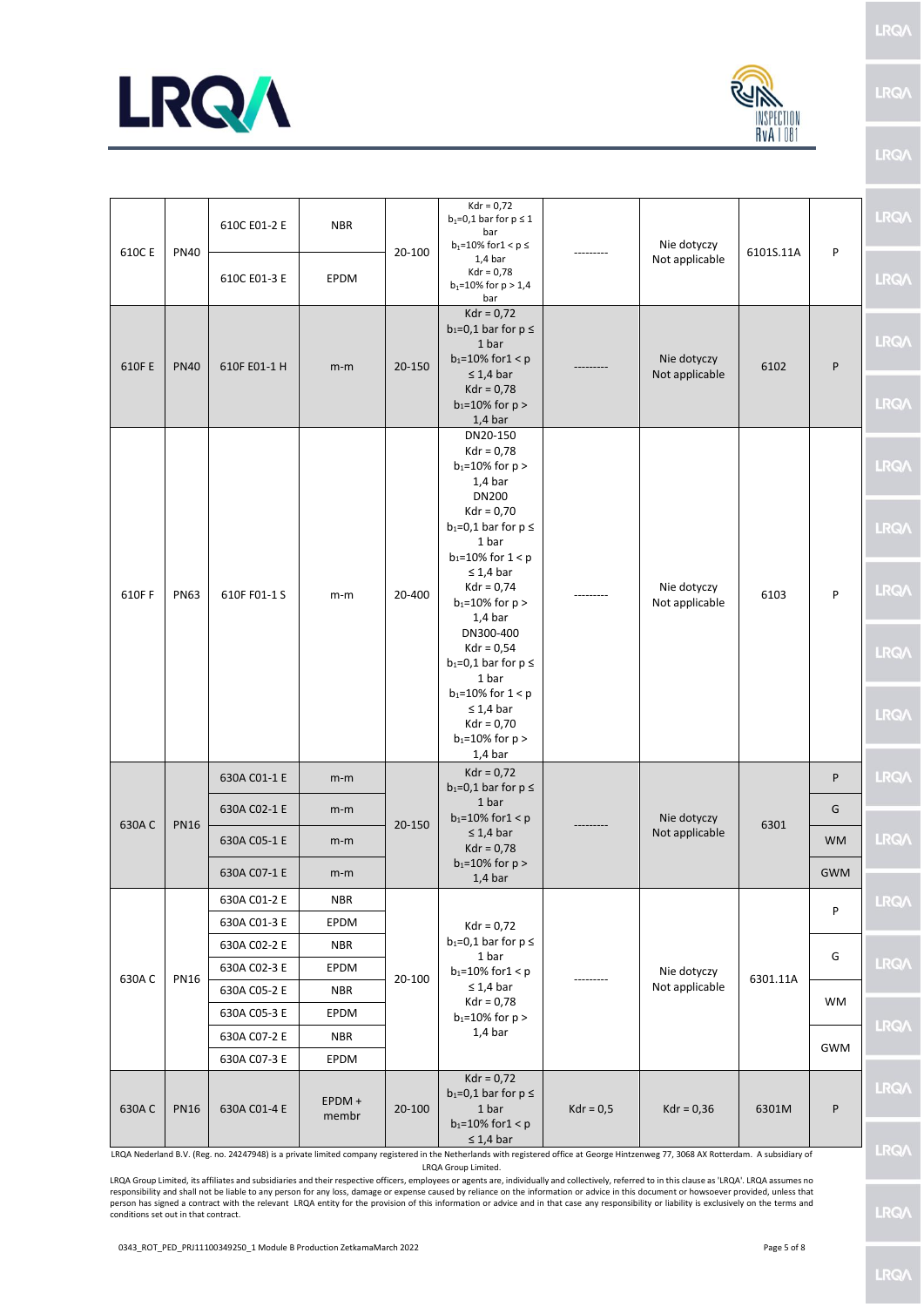| | | | | | | | | | |
|---|---|---|---|---|---|---|---|---|---|
| 610C E | PN40 | 610C E01-2 E | NBR | 20-100 | Kdr = 0,72<br>$b_1$=0,1 bar for p ≤ 1 bar<br>$b_1$=10% for1 < p ≤ 1,4 bar<br>Kdr = 0,78<br>$b_1$=10% for p > 1,4 bar | --------- | Nie dotyczy<br>Not applicable | 6101S.11A | P |
| | | 610C E01-3 E | EPDM | | | | | | |
| 610F E | PN40 | 610F E01-1 H | m-m | 20-150 | Kdr = 0,72<br>$b_1$=0,1 bar for p ≤ 1 bar<br>$b_1$=10% for1 < p ≤ 1,4 bar<br>Kdr = 0,78<br>$b_1$=10% for p > 1,4 bar | --------- | Nie dotyczy<br>Not applicable | 6102 | P |
| 610F F | PN63 | 610F F01-1 S | m-m | 20-400 | DN20-150<br>Kdr = 0,78<br>$b_1$=10% for p > 1,4 bar<br>DN200<br>Kdr = 0,70<br>$b_1$=0,1 bar for p ≤ 1 bar<br>$b_1$=10% for 1 < p ≤ 1,4 bar<br>Kdr = 0,74<br>$b_1$=10% for p > 1,4 bar<br>DN300-400<br>Kdr = 0,54<br>$b_1$=0,1 bar for p ≤ 1 bar<br>$b_1$=10% for 1 < p ≤ 1,4 bar<br>Kdr = 0,70<br>$b_1$=10% for p > 1,4 bar | --------- | Nie dotyczy<br>Not applicable | 6103 | P |
| 630A C | PN16 | 630A C01-1 E | m-m | 20-150 | Kdr = 0,72<br>$b_1$=0,1 bar for p ≤ 1 bar<br>$b_1$=10% for1 < p ≤ 1,4 bar<br>Kdr = 0,78<br>$b_1$=10% for p > 1,4 bar | --------- | Nie dotyczy<br>Not applicable | 6301 | P |
| | | 630A C02-1 E | m-m | | | | | | G |
| | | 630A C05-1 E | m-m | | | | | | WM |
| | | 630A C07-1 E | m-m | | | | | | GWM |
| 630A C | PN16 | 630A C01-2 E | NBR | 20-100 | Kdr = 0,72<br>$b_1$=0,1 bar for p ≤ 1 bar<br>$b_1$=10% for1 < p ≤ 1,4 bar<br>Kdr = 0,78<br>$b_1$=10% for p > 1,4 bar | --------- | Nie dotyczy<br>Not applicable | 6301.11A | P |
| | | 630A C01-3 E | EPDM | | | | | | |
| | | 630A C02-2 E | NBR | | | | | | G |
| | | 630A C02-3 E | EPDM | | | | | | |
| | | 630A C05-2 E | NBR | | | | | | WM |
| | | 630A C05-3 E | EPDM | | | | | | |
| | | 630A C07-2 E | NBR | | | | | | GWM |
| | | 630A C07-3 E | EPDM | | | | | | |
| 630A C | PN16 | 630A C01-4 E | EPDM + membr | 20-100 | Kdr = 0,72<br>$b_1$=0,1 bar for p ≤ 1 bar<br>$b_1$=10% for1 < p ≤ 1,4 bar | Kdr = 0,5 | Kdr = 0,36 | 6301M | P |

LRQA Nederland B.V. (Reg. no. 24247948) is a private limited company registered in the Netherlands with registered office at George Hintzenweg 77, 3068 AX Rotterdam. A subsidiary of LRQA Group Limited.

LRQA Group Limited, its affiliates and subsidiaries and their respective officers, employees or agents are, individually and collectively, referred to in this clause as 'LRQA'. LRQA assumes no responsibility and shall not be liable to any person for any loss, damage or expense caused by reliance on the information or advice in this document or howsoever provided, unless that person has signed a contract with the relevant LRQA entity for the provision of this information or advice and in that case any responsibility or liability is exclusively on the terms and conditions set out in that contract.

0343_ROT_PED_PRJ11100349250_1 Module B Production ZetkamaMarch 2022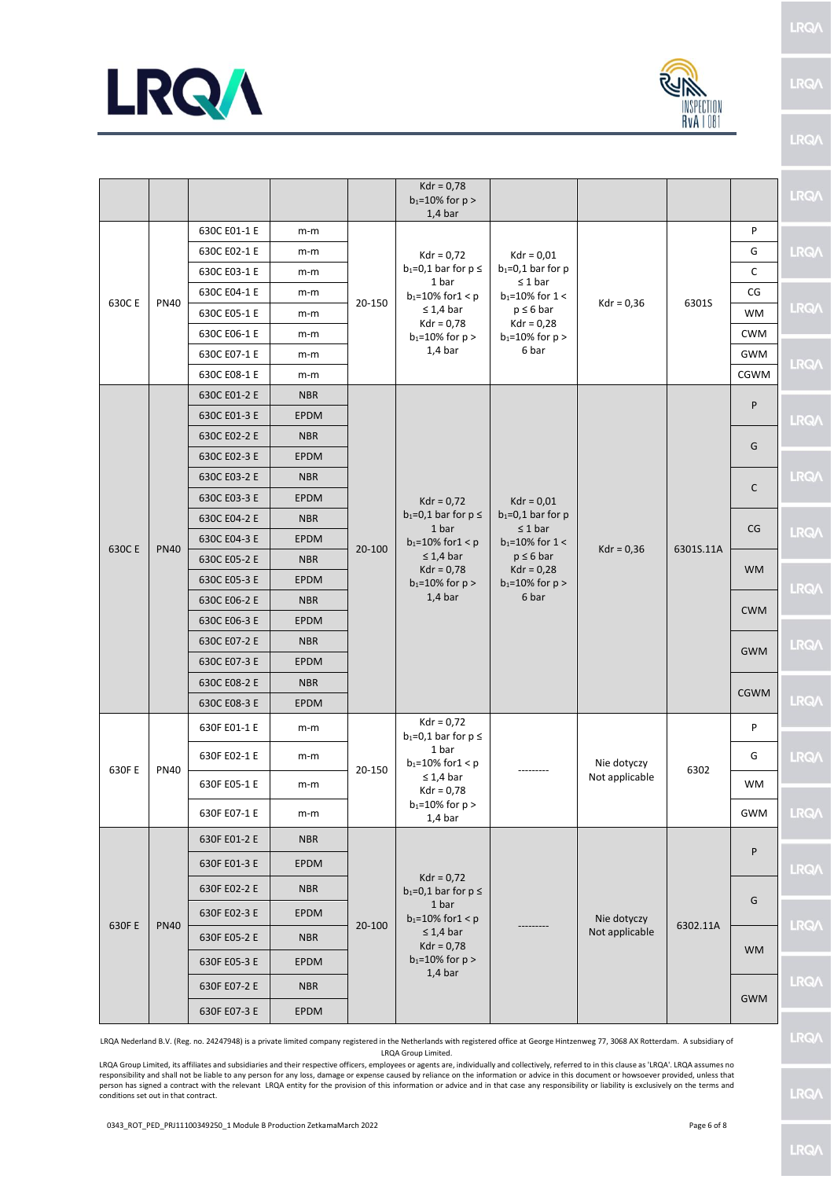| | | | | | $K_{dr}$ = 0,78<br>$b_1$=10% for p > 1,4 bar | | | | |
|---|---|---|---|---|---|---|---|---|---|
| 630C E | PN40 | 630C E01-1 E | m-m | 20-150 | $K_{dr}$ = 0,72<br>$b_1$=0,1 bar for p ≤ 1 bar<br>$b_1$=10% for1 < p ≤ 1,4 bar<br>$K_{dr}$ = 0,78<br>$b_1$=10% for p > 1,4 bar | $K_{dr}$ = 0,01<br>$b_1$=0,1 bar for p ≤ 1 bar<br>$b_1$=10% for 1 < p ≤ 6 bar<br>$K_{dr}$ = 0,28<br>$b_1$=10% for p > 6 bar | $K_{dr}$ = 0,36 | 6301S | P |
| | | 630C E02-1 E | m-m | | | | | | G |
| | | 630C E03-1 E | m-m | | | | | | C |
| | | 630C E04-1 E | m-m | | | | | | CG |
| | | 630C E05-1 E | m-m | | | | | | WM |
| | | 630C E06-1 E | m-m | | | | | | CWM |
| | | 630C E07-1 E | m-m | | | | | | GWM |
| | | 630C E08-1 E | m-m | | | | | | CGWM |
| 630C E | PN40 | 630C E01-2 E | NBR | 20-100 | $K_{dr}$ = 0,72<br>$b_1$=0,1 bar for p ≤ 1 bar<br>$b_1$=10% for1 < p ≤ 1,4 bar<br>$K_{dr}$ = 0,78<br>$b_1$=10% for p > 1,4 bar | $K_{dr}$ = 0,01<br>$b_1$=0,1 bar for p ≤ 1 bar<br>$b_1$=10% for 1 < p ≤ 6 bar<br>$K_{dr}$ = 0,28<br>$b_1$=10% for p > 6 bar | $K_{dr}$ = 0,36 | 6301S.11A | P |
| | | 630C E01-3 E | EPDM | | | | | | |
| | | 630C E02-2 E | NBR | | | | | | G |
| | | 630C E02-3 E | EPDM | | | | | | |
| | | 630C E03-2 E | NBR | | | | | | C |
| | | 630C E03-3 E | EPDM | | | | | | |
| | | 630C E04-2 E | NBR | | | | | | CG |
| | | 630C E04-3 E | EPDM | | | | | | |
| | | 630C E05-2 E | NBR | | | | | | WM |
| | | 630C E05-3 E | EPDM | | | | | | |
| | | 630C E06-2 E | NBR | | | | | | CWM |
| | | 630C E06-3 E | EPDM | | | | | | |
| | | 630C E07-2 E | NBR | | | | | | GWM |
| | | 630C E07-3 E | EPDM | | | | | | |
| | | 630C E08-2 E | NBR | | | | | | CGWM |
| | | 630C E08-3 E | EPDM | | | | | | |
| 630F E | PN40 | 630F E01-1 E | m-m | 20-150 | $K_{dr}$ = 0,72<br>$b_1$=0,1 bar for p ≤ 1 bar<br>$b_1$=10% for1 < p ≤ 1,4 bar<br>$K_{dr}$ = 0,78<br>$b_1$=10% for p > 1,4 bar | --------- | Nie dotyczy<br>Not applicable | 6302 | P |
| | | 630F E02-1 E | m-m | | | | | | G |
| | | 630F E05-1 E | m-m | | | | | | WM |
| | | 630F E07-1 E | m-m | | | | | | GWM |
| 630F E | PN40 | 630F E01-2 E | NBR | 20-100 | $K_{dr}$ = 0,72<br>$b_1$=0,1 bar for p ≤ 1 bar<br>$b_1$=10% for1 < p ≤ 1,4 bar<br>$K_{dr}$ = 0,78<br>$b_1$=10% for p > 1,4 bar | --------- | Nie dotyczy<br>Not applicable | 6302.11A | P |
| | | 630F E01-3 E | EPDM | | | | | | |
| | | 630F E02-2 E | NBR | | | | | | G |
| | | 630F E02-3 E | EPDM | | | | | | |
| | | 630F E05-2 E | NBR | | | | | | WM |
| | | 630F E05-3 E | EPDM | | | | | | |
| | | 630F E07-2 E | NBR | | | | | | GWM |
| | | 630F E07-3 E | EPDM | | | | | | |

LRQA Nederland B.V. (Reg. no. 24247948) is a private limited company registered in the Netherlands with registered office at George Hintzenweg 77, 3068 AX Rotterdam. A subsidiary of LRQA Group Limited.

LRQA Group Limited, its affiliates and subsidiaries and their respective officers, employees or agents are, individually and collectively, referred to in this clause as 'LRQA'. LRQA assumes no responsibility and shall not be liable to any person for any loss, damage or expense caused by reliance on the information or advice in this document or howsoever provided, unless that person has signed a contract with the relevant LRQA entity for the provision of this information or advice and in that case any responsibility or liability is exclusively on the terms and conditions set out in that contract.

0343_ROT_PED_PRJ11100349250_1 Module B Production ZetkamaMarch 2022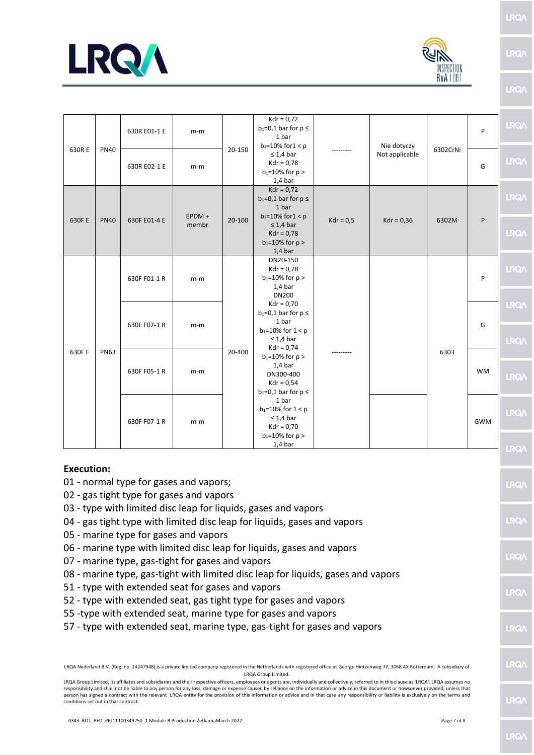| 630R E | PN40 | 630R E01-1 E | m-m | 20-150 | Kdr = 0,72 $b_1$=0,1 bar for p ≤ 1 bar $b_1$=10% for1 < p ≤ 1,4 bar Kdr = 0,78 $b_1$=10% for p > 1,4 bar | --------- | Nie dotyczy Not applicable | 6302CrNi | P |
|---|---|---|---|---|---|---|---|---|---|
| | | 630R E02-1 E | m-m | | | | | | G |
| 630F E | PN40 | 630F E01-4 E | EPDM + membr | 20-100 | Kdr = 0,72 $b_1$=0,1 bar for p ≤ 1 bar $b_1$=10% for1 < p ≤ 1,4 bar Kdr = 0,78 $b_1$=10% for p > 1,4 bar | Kdr = 0,5 | Kdr = 0,36 | 6302M | P |
| 630F F | PN63 | 630F F01-1 R | m-m | 20-400 | DN20-150 Kdr = 0,78 $b_1$=10% for p > 1,4 bar DN200 Kdr = 0,70 $b_1$=0,1 bar for p ≤ 1 bar $b_1$=10% for 1 < p ≤ 1,4 bar Kdr = 0,74 $b_1$=10% for p > 1,4 bar DN300-400 Kdr = 0,54 $b_1$=0,1 bar for p ≤ 1 bar $b_1$=10% for 1 < p ≤ 1,4 bar Kdr = 0,70 $b_1$=10% for p > 1,4 bar | --------- | | 6303 | P |
| | | 630F F02-1 R | m-m | | | | | | G |
| | | 630F F05-1 R | m-m | | | | | | WM |
| | | 630F F07-1 R | m-m | | | | | | GWM |

**Execution:**

01 - normal type for gases and vapors;
02 - gas tight type for gases and vapors
03 - type with limited disc leap for liquids, gases and vapors
04 - gas tight type with limited disc leap for liquids, gases and vapors
05 - marine type for gases and vapors
06 - marine type with limited disc leap for liquids, gases and vapors
07 - marine type, gas-tight for gases and vapors
08 - marine type, gas-tight with limited disc leap for liquids, gases and vapors
51 - type with extended seat for gases and vapors
52 - type with extended seat, gas tight type for gases and vapors
55 -type with extended seat, marine type for gases and vapors
57 - type with extended seat, marine type, gas-tight for gases and vapors

LRQA Nederland B.V. (Reg. no. 24247948) is a private limited company registered in the Netherlands with registered office at George Hintzenweg 77, 3068 AX Rotterdam. A subsidiary of LRQA Group Limited.

LRQA Group Limited, its affiliates and subsidiaries and their respective officers, employees or agents are, individually and collectively, referred to in this clause as 'LRQA'. LRQA assumes no responsibility and shall not be liable to any person for any loss, damage or expense caused by reliance on the information or advice in this document or howsoever provided, unless that person has signed a contract with the relevant LRQA entity for the provision of this information or advice and in that case any responsibility or liability is exclusively on the terms and conditions set out in that contract.

0343_ROT_PED_PRJ11100349250_1 Module B Production ZetkamaMarch 2022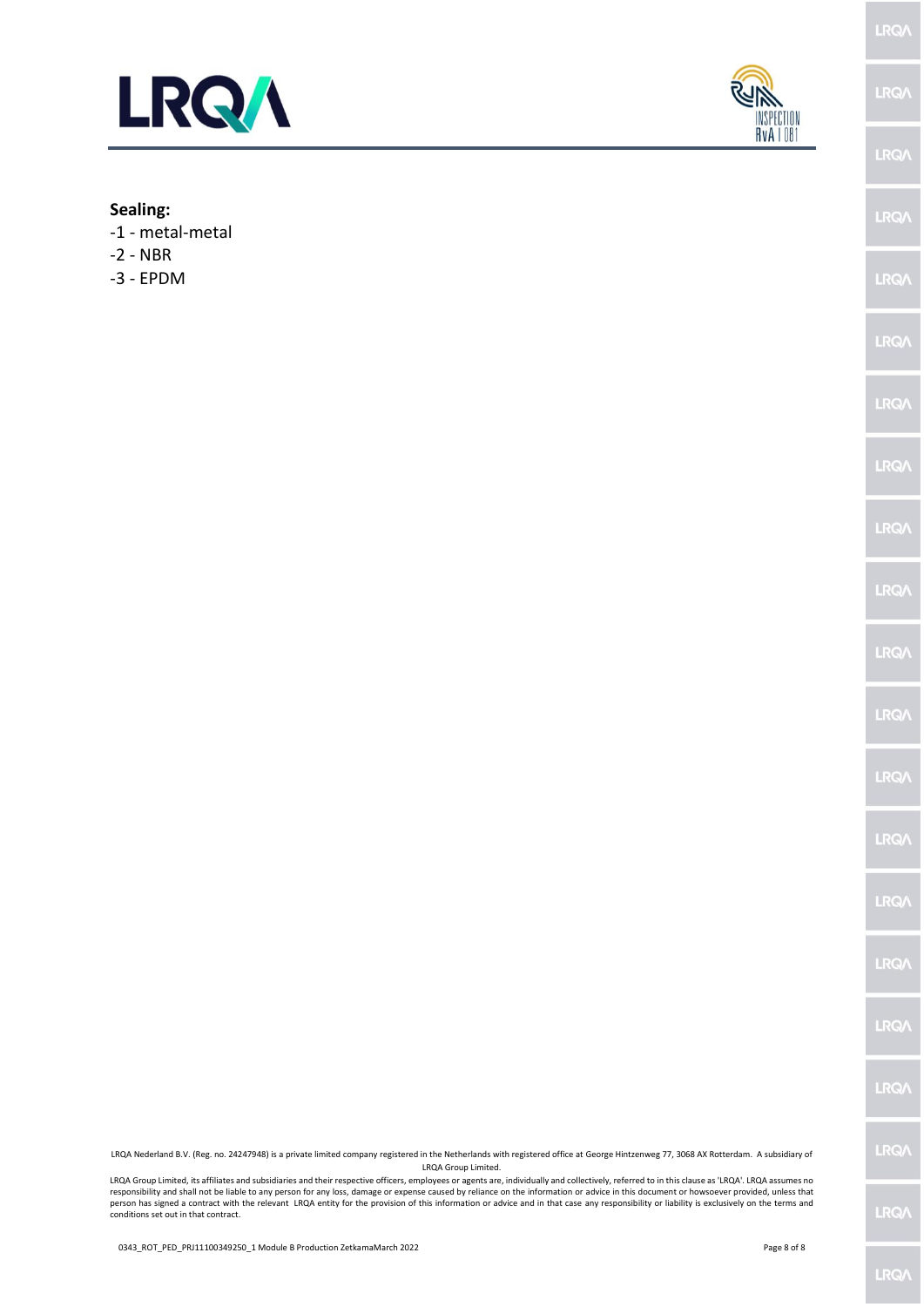**Sealing:**

-1 - metal-metal

-2 - NBR

-3 - EPDM

LRQA Nederland B.V. (Reg. no. 24247948) is a private limited company registered in the Netherlands with registered office at George Hintzenweg 77, 3068 AX Rotterdam. A subsidiary of LRQA Group Limited.

LRQA Group Limited, its affiliates and subsidiaries and their respective officers, employees or agents are, individually and collectively, referred to in this clause as 'LRQA'. LRQA assumes no responsibility and shall not be liable to any person for any loss, damage or expense caused by reliance on the information or advice in this document or howsoever provided, unless that person has signed a contract with the relevant LRQA entity for the provision of this information or advice and in that case any responsibility or liability is exclusively on the terms and conditions set out in that contract.